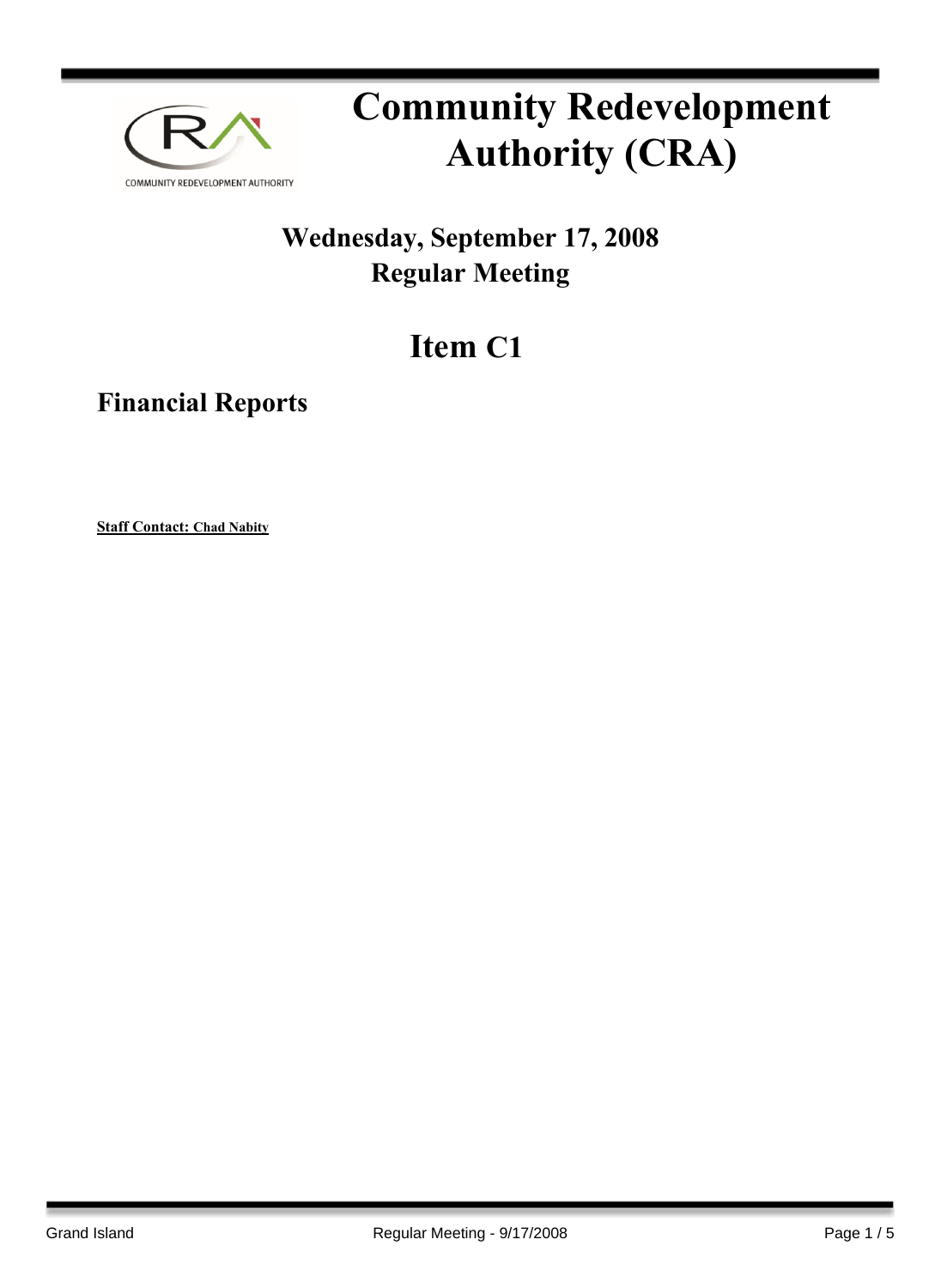# Community Redevelopment Authority (CRA)

## Wednesday, September 17, 2008
## Regular Meeting

# Item C1

## Financial Reports

**Staff Contact: Chad Nabity**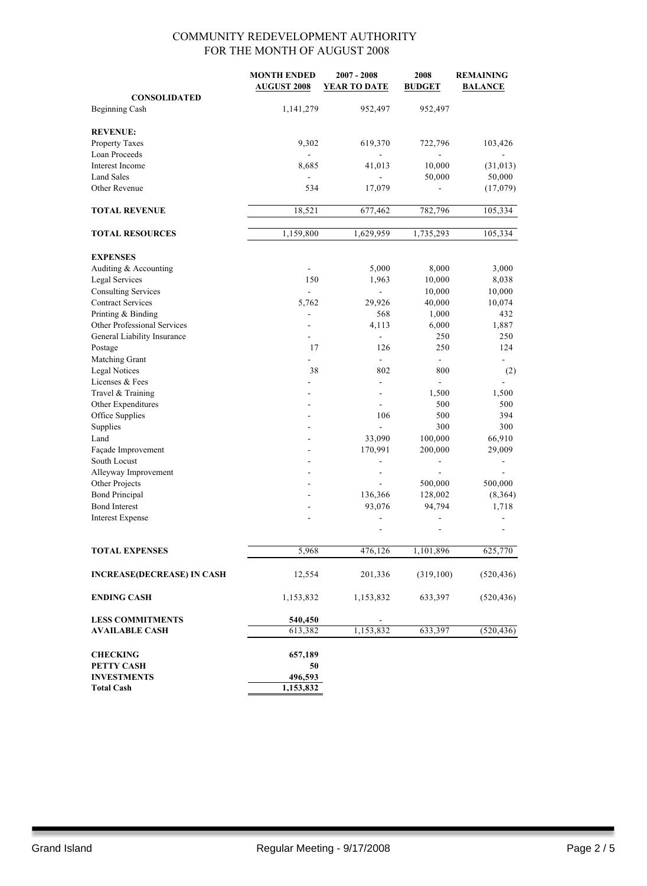# COMMUNITY REDEVELOPMENT AUTHORITY
## FOR THE MONTH OF AUGUST 2008

| | MONTH ENDED AUGUST 2008 | 2007 - 2008 YEAR TO DATE | 2008 BUDGET | REMAINING BALANCE |
|---|---|---|---|---|
| **CONSOLIDATED** | | | | |
| Beginning Cash | 1,141,279 | 952,497 | 952,497 | |
| | | | | |
| **REVENUE:** | | | | |
| Property Taxes | 9,302 | 619,370 | 722,796 | 103,426 |
| Loan Proceeds | - | - | - | - |
| Interest Income | 8,685 | 41,013 | 10,000 | (31,013) |
| Land Sales | - | - | 50,000 | 50,000 |
| Other Revenue | 534 | 17,079 | - | (17,079) |
| | | | | |
| **TOTAL REVENUE** | 18,521 | 677,462 | 782,796 | 105,334 |
| | | | | |
| **TOTAL RESOURCES** | 1,159,800 | 1,629,959 | 1,735,293 | 105,334 |
| | | | | |
| **EXPENSES** | | | | |
| Auditing & Accounting | - | 5,000 | 8,000 | 3,000 |
| Legal Services | 150 | 1,963 | 10,000 | 8,038 |
| Consulting Services | - | - | 10,000 | 10,000 |
| Contract Services | 5,762 | 29,926 | 40,000 | 10,074 |
| Printing & Binding | - | 568 | 1,000 | 432 |
| Other Professional Services | - | 4,113 | 6,000 | 1,887 |
| General Liability Insurance | - | - | 250 | 250 |
| Postage | 17 | 126 | 250 | 124 |
| Matching Grant | - | - | - | - |
| Legal Notices | 38 | 802 | 800 | (2) |
| Licenses & Fees | - | - | - | - |
| Travel & Training | - | - | 1,500 | 1,500 |
| Other Expenditures | - | - | 500 | 500 |
| Office Supplies | - | 106 | 500 | 394 |
| Supplies | - | - | 300 | 300 |
| Land | - | 33,090 | 100,000 | 66,910 |
| Façade Improvement | - | 170,991 | 200,000 | 29,009 |
| South Locust | - | - | - | - |
| Alleyway Improvement | - | - | - | - |
| Other Projects | - | - | 500,000 | 500,000 |
| Bond Principal | - | 136,366 | 128,002 | (8,364) |
| Bond Interest | - | 93,076 | 94,794 | 1,718 |
| Interest Expense | - | - | - | - |
| | | - | - | - |
| | | | | |
| **TOTAL EXPENSES** | 5,968 | 476,126 | 1,101,896 | 625,770 |
| | | | | |
| **INCREASE(DECREASE) IN CASH** | 12,554 | 201,336 | (319,100) | (520,436) |
| | | | | |
| **ENDING CASH** | 1,153,832 | 1,153,832 | 633,397 | (520,436) |
| | | | | |
| **LESS COMMITMENTS** | **540,450** | - | | |
| **AVAILABLE CASH** | 613,382 | 1,153,832 | 633,397 | (520,436) |
| | | | | |
| **CHECKING** | **657,189** | | | |
| **PETTY CASH** | **50** | | | |
| **INVESTMENTS** | **496,593** | | | |
| **Total Cash** | **1,153,832** | | | |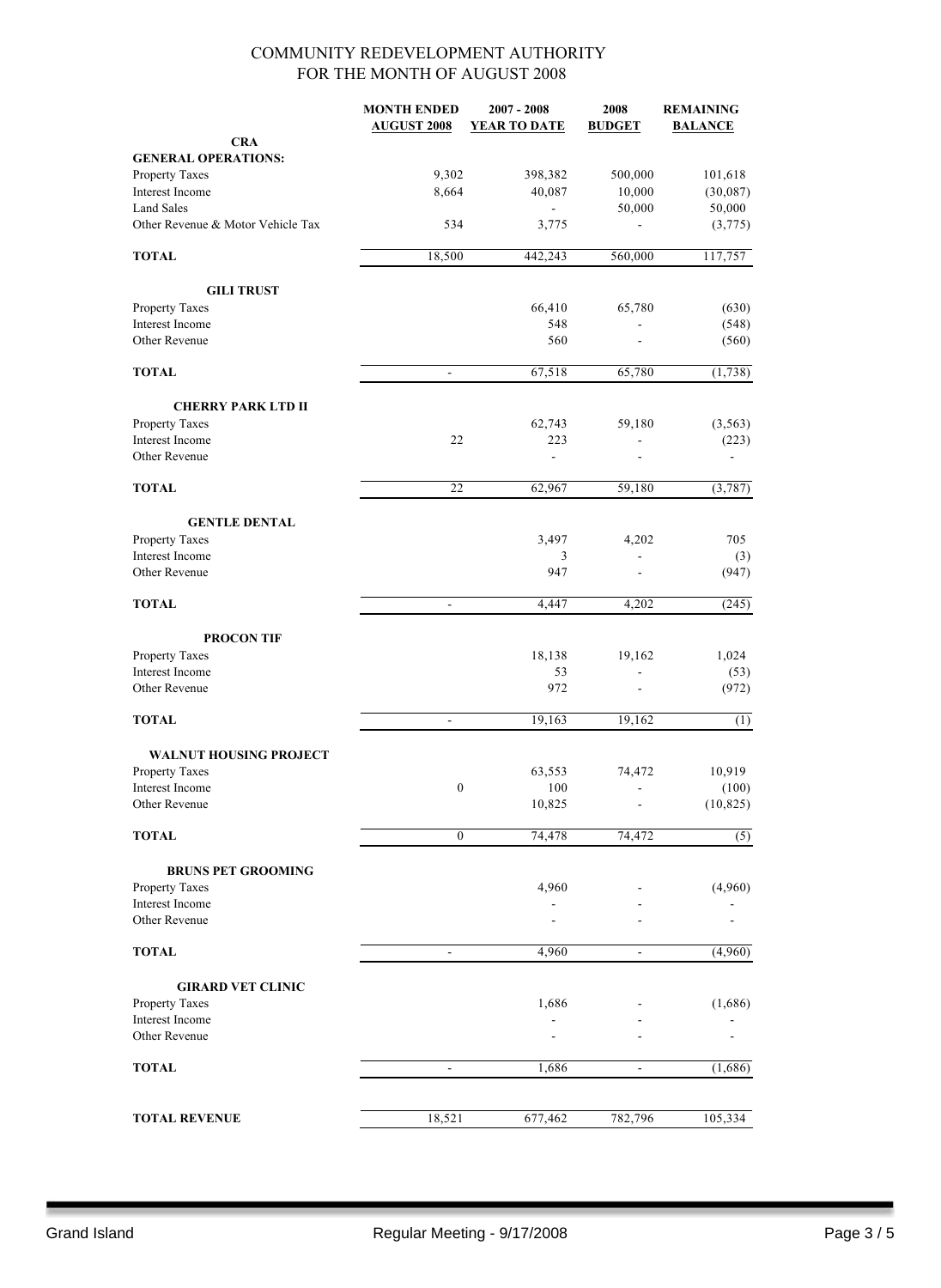# COMMUNITY REDEVELOPMENT AUTHORITY
## FOR THE MONTH OF AUGUST 2008

| | MONTH ENDED AUGUST 2008 | 2007 - 2008 YEAR TO DATE | 2008 BUDGET | REMAINING BALANCE |
|---|---|---|---|---|
| **CRA** | | | | |
| **GENERAL OPERATIONS:** | | | | |
| Property Taxes | 9,302 | 398,382 | 500,000 | 101,618 |
| Interest Income | 8,664 | 40,087 | 10,000 | (30,087) |
| Land Sales | | - | 50,000 | 50,000 |
| Other Revenue & Motor Vehicle Tax | 534 | 3,775 | - | (3,775) |
| **TOTAL** | 18,500 | 442,243 | 560,000 | 117,757 |
| **GILI TRUST** | | | | |
| Property Taxes | | 66,410 | 65,780 | (630) |
| Interest Income | | 548 | - | (548) |
| Other Revenue | | 560 | - | (560) |
| **TOTAL** | - | 67,518 | 65,780 | (1,738) |
| **CHERRY PARK LTD II** | | | | |
| Property Taxes | | 62,743 | 59,180 | (3,563) |
| Interest Income | 22 | 223 | - | (223) |
| Other Revenue | | - | - | - |
| **TOTAL** | 22 | 62,967 | 59,180 | (3,787) |
| **GENTLE DENTAL** | | | | |
| Property Taxes | | 3,497 | 4,202 | 705 |
| Interest Income | | 3 | - | (3) |
| Other Revenue | | 947 | - | (947) |
| **TOTAL** | - | 4,447 | 4,202 | (245) |
| **PROCON TIF** | | | | |
| Property Taxes | | 18,138 | 19,162 | 1,024 |
| Interest Income | | 53 | - | (53) |
| Other Revenue | | 972 | - | (972) |
| **TOTAL** | - | 19,163 | 19,162 | (1) |
| **WALNUT HOUSING PROJECT** | | | | |
| Property Taxes | | 63,553 | 74,472 | 10,919 |
| Interest Income | 0 | 100 | - | (100) |
| Other Revenue | | 10,825 | - | (10,825) |
| **TOTAL** | 0 | 74,478 | 74,472 | (5) |
| **BRUNS PET GROOMING** | | | | |
| Property Taxes | | 4,960 | - | (4,960) |
| Interest Income | | - | - | - |
| Other Revenue | | - | - | - |
| **TOTAL** | - | 4,960 | - | (4,960) |
| **GIRARD VET CLINIC** | | | | |
| Property Taxes | | 1,686 | - | (1,686) |
| Interest Income | | - | - | - |
| Other Revenue | | - | - | - |
| **TOTAL** | - | 1,686 | - | (1,686) |
| **TOTAL REVENUE** | 18,521 | 677,462 | 782,796 | 105,334 |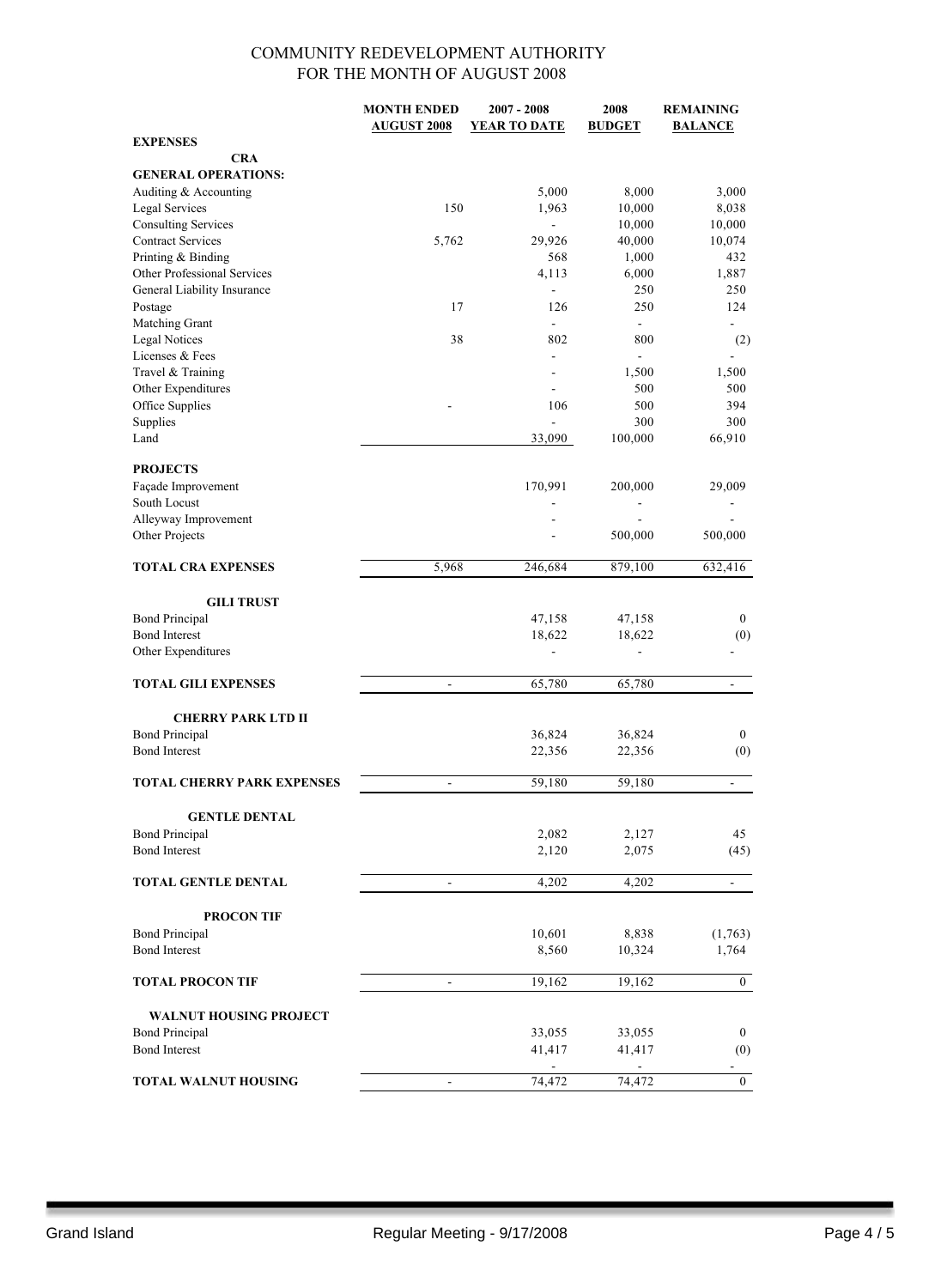# COMMUNITY REDEVELOPMENT AUTHORITY
## FOR THE MONTH OF AUGUST 2008

| | MONTH ENDED AUGUST 2008 | 2007 - 2008 YEAR TO DATE | 2008 BUDGET | REMAINING BALANCE |
|---|---|---|---|---|
| **EXPENSES** | | | | |
| **CRA** | | | | |
| **GENERAL OPERATIONS:** | | | | |
| Auditing & Accounting | | 5,000 | 8,000 | 3,000 |
| Legal Services | 150 | 1,963 | 10,000 | 8,038 |
| Consulting Services | | - | 10,000 | 10,000 |
| Contract Services | 5,762 | 29,926 | 40,000 | 10,074 |
| Printing & Binding | | 568 | 1,000 | 432 |
| Other Professional Services | | 4,113 | 6,000 | 1,887 |
| General Liability Insurance | | - | 250 | 250 |
| Postage | 17 | 126 | 250 | 124 |
| Matching Grant | | - | - | - |
| Legal Notices | 38 | 802 | 800 | (2) |
| Licenses & Fees | | - | - | - |
| Travel & Training | | - | 1,500 | 1,500 |
| Other Expenditures | | - | 500 | 500 |
| Office Supplies | - | 106 | 500 | 394 |
| Supplies | | - | 300 | 300 |
| Land | | 33,090 | 100,000 | 66,910 |
| **PROJECTS** | | | | |
| Façade Improvement | | 170,991 | 200,000 | 29,009 |
| South Locust | | - | - | - |
| Alleyway Improvement | | - | - | - |
| Other Projects | | - | 500,000 | 500,000 |
| **TOTAL CRA EXPENSES** | 5,968 | 246,684 | 879,100 | 632,416 |
| **GILI TRUST** | | | | |
| Bond Principal | | 47,158 | 47,158 | 0 |
| Bond Interest | | 18,622 | 18,622 | (0) |
| Other Expenditures | | - | - | - |
| **TOTAL GILI EXPENSES** | - | 65,780 | 65,780 | - |
| **CHERRY PARK LTD II** | | | | |
| Bond Principal | | 36,824 | 36,824 | 0 |
| Bond Interest | | 22,356 | 22,356 | (0) |
| **TOTAL CHERRY PARK EXPENSES** | - | 59,180 | 59,180 | - |
| **GENTLE DENTAL** | | | | |
| Bond Principal | | 2,082 | 2,127 | 45 |
| Bond Interest | | 2,120 | 2,075 | (45) |
| **TOTAL GENTLE DENTAL** | - | 4,202 | 4,202 | - |
| **PROCON TIF** | | | | |
| Bond Principal | | 10,601 | 8,838 | (1,763) |
| Bond Interest | | 8,560 | 10,324 | 1,764 |
| **TOTAL PROCON TIF** | - | 19,162 | 19,162 | 0 |
| **WALNUT HOUSING PROJECT** | | | | |
| Bond Principal | | 33,055 | 33,055 | 0 |
| Bond Interest | | 41,417 | 41,417 | (0) |
| | | - | - | - |
| **TOTAL WALNUT HOUSING** | - | 74,472 | 74,472 | 0 |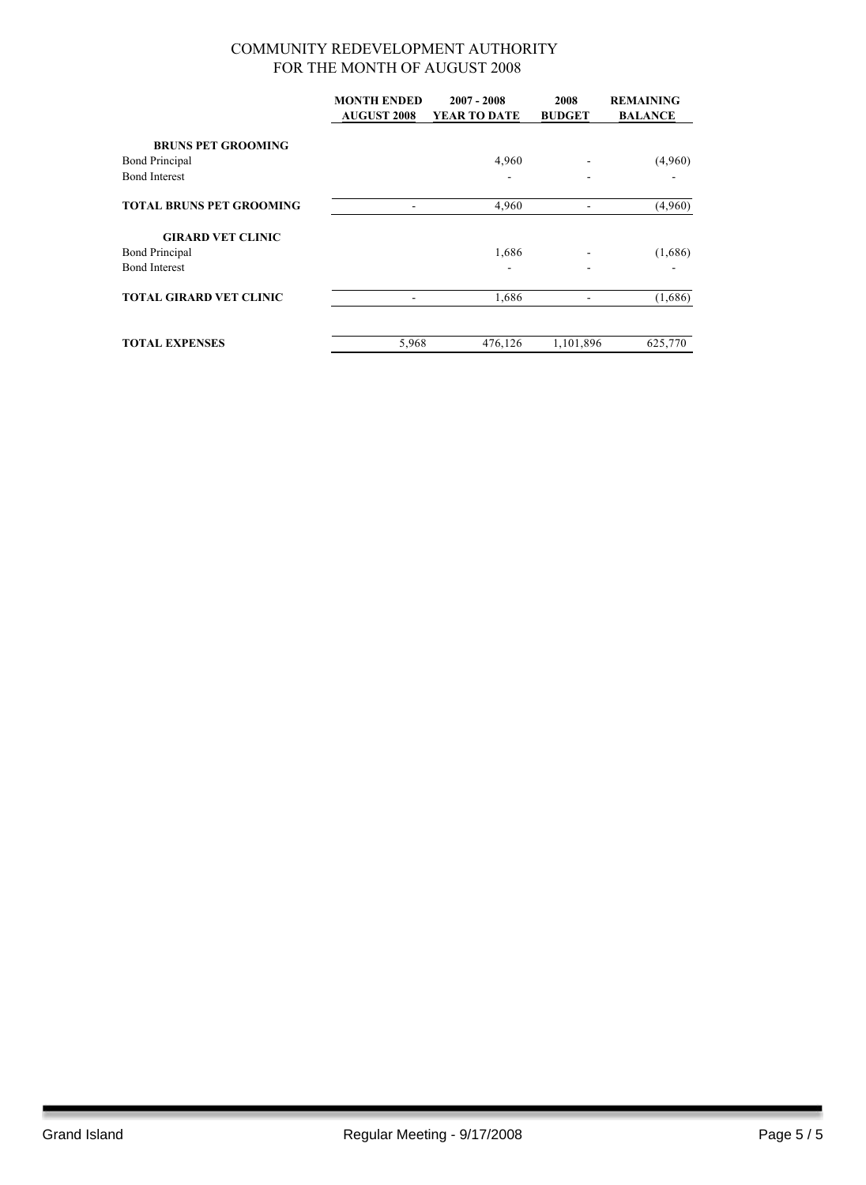COMMUNITY REDEVELOPMENT AUTHORITY
FOR THE MONTH OF AUGUST 2008

| | MONTH ENDED AUGUST 2008 | 2007 - 2008 YEAR TO DATE | 2008 BUDGET | REMAINING BALANCE |
|---|---|---|---|---|
| **BRUNS PET GROOMING** | | | | |
| Bond Principal | | 4,960 | - | (4,960) |
| Bond Interest | | - | - | - |
| **TOTAL BRUNS PET GROOMING** | - | 4,960 | - | (4,960) |
| **GIRARD VET CLINIC** | | | | |
| Bond Principal | | 1,686 | - | (1,686) |
| Bond Interest | | - | - | - |
| **TOTAL GIRARD VET CLINIC** | - | 1,686 | - | (1,686) |
| **TOTAL EXPENSES** | 5,968 | 476,126 | 1,101,896 | 625,770 |